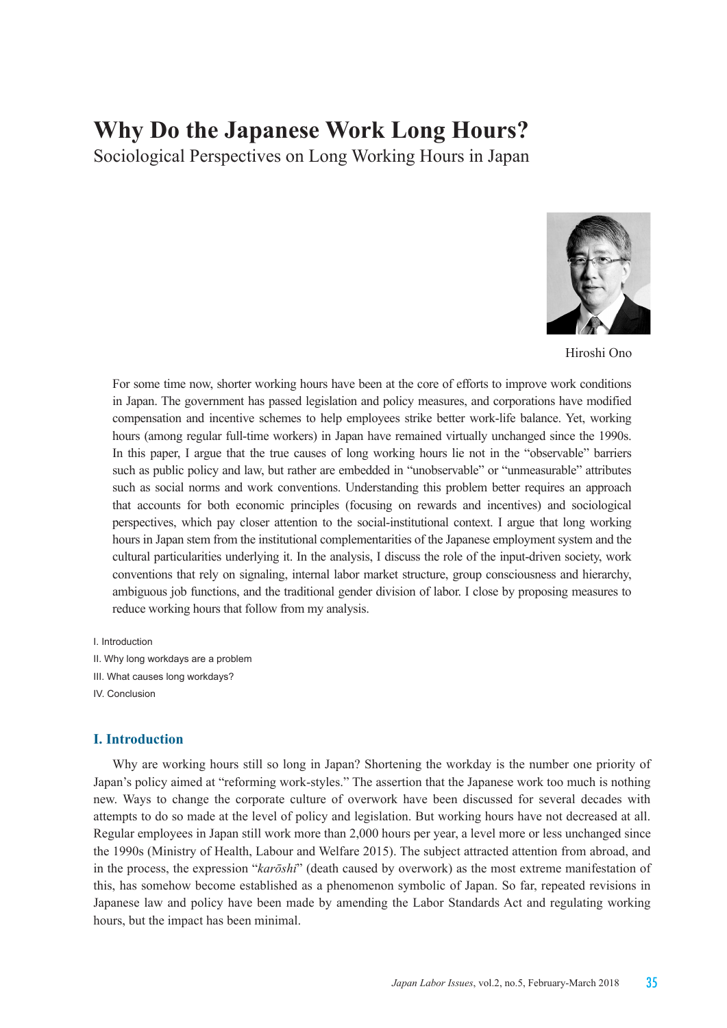# Why Do the Japanese Work Long Hours?

## Sociological Perspectives on Long Working Hours in Japan

Hiroshi Ono

For some time now, shorter working hours have been at the core of efforts to improve work conditions in Japan. The government has passed legislation and policy measures, and corporations have modified compensation and incentive schemes to help employees strike better work-life balance. Yet, working hours (among regular full-time workers) in Japan have remained virtually unchanged since the 1990s. In this paper, I argue that the true causes of long working hours lie not in the "observable" barriers such as public policy and law, but rather are embedded in "unobservable" or "unmeasurable" attributes such as social norms and work conventions. Understanding this problem better requires an approach that accounts for both economic principles (focusing on rewards and incentives) and sociological perspectives, which pay closer attention to the social-institutional context. I argue that long working hours in Japan stem from the institutional complementarities of the Japanese employment system and the cultural particularities underlying it. In the analysis, I discuss the role of the input-driven society, work conventions that rely on signaling, internal labor market structure, group consciousness and hierarchy, ambiguous job functions, and the traditional gender division of labor. I close by proposing measures to reduce working hours that follow from my analysis.

I. Introduction
II. Why long workdays are a problem
III. What causes long workdays?
IV. Conclusion

## I. Introduction

Why are working hours still so long in Japan? Shortening the workday is the number one priority of Japan's policy aimed at "reforming work-styles." The assertion that the Japanese work too much is nothing new. Ways to change the corporate culture of overwork have been discussed for several decades with attempts to do so made at the level of policy and legislation. But working hours have not decreased at all. Regular employees in Japan still work more than 2,000 hours per year, a level more or less unchanged since the 1990s (Ministry of Health, Labour and Welfare 2015). The subject attracted attention from abroad, and in the process, the expression "*karōshi*" (death caused by overwork) as the most extreme manifestation of this, has somehow become established as a phenomenon symbolic of Japan. So far, repeated revisions in Japanese law and policy have been made by amending the Labor Standards Act and regulating working hours, but the impact has been minimal.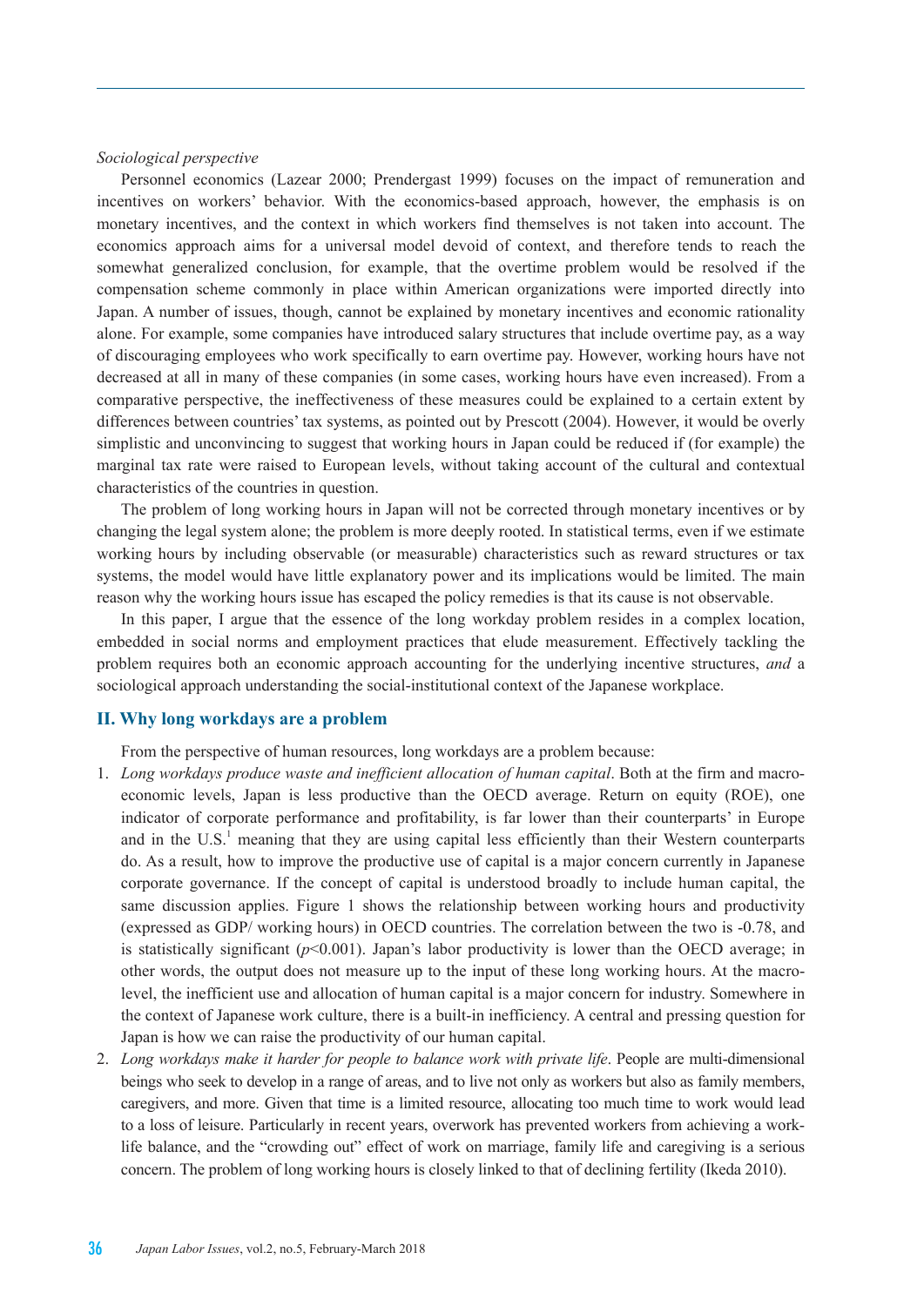*Sociological perspective*

Personnel economics (Lazear 2000; Prendergast 1999) focuses on the impact of remuneration and incentives on workers' behavior. With the economics-based approach, however, the emphasis is on monetary incentives, and the context in which workers find themselves is not taken into account. The economics approach aims for a universal model devoid of context, and therefore tends to reach the somewhat generalized conclusion, for example, that the overtime problem would be resolved if the compensation scheme commonly in place within American organizations were imported directly into Japan. A number of issues, though, cannot be explained by monetary incentives and economic rationality alone. For example, some companies have introduced salary structures that include overtime pay, as a way of discouraging employees who work specifically to earn overtime pay. However, working hours have not decreased at all in many of these companies (in some cases, working hours have even increased). From a comparative perspective, the ineffectiveness of these measures could be explained to a certain extent by differences between countries' tax systems, as pointed out by Prescott (2004). However, it would be overly simplistic and unconvincing to suggest that working hours in Japan could be reduced if (for example) the marginal tax rate were raised to European levels, without taking account of the cultural and contextual characteristics of the countries in question.

The problem of long working hours in Japan will not be corrected through monetary incentives or by changing the legal system alone; the problem is more deeply rooted. In statistical terms, even if we estimate working hours by including observable (or measurable) characteristics such as reward structures or tax systems, the model would have little explanatory power and its implications would be limited. The main reason why the working hours issue has escaped the policy remedies is that its cause is not observable.

In this paper, I argue that the essence of the long workday problem resides in a complex location, embedded in social norms and employment practices that elude measurement. Effectively tackling the problem requires both an economic approach accounting for the underlying incentive structures, *and* a sociological approach understanding the social-institutional context of the Japanese workplace.

## II. Why long workdays are a problem

From the perspective of human resources, long workdays are a problem because:

1. *Long workdays produce waste and inefficient allocation of human capital*. Both at the firm and macro-economic levels, Japan is less productive than the OECD average. Return on equity (ROE), one indicator of corporate performance and profitability, is far lower than their counterparts' in Europe and in the U.S.[1] meaning that they are using capital less efficiently than their Western counterparts do. As a result, how to improve the productive use of capital is a major concern currently in Japanese corporate governance. If the concept of capital is understood broadly to include human capital, the same discussion applies. Figure 1 shows the relationship between working hours and productivity (expressed as GDP/ working hours) in OECD countries. The correlation between the two is -0.78, and is statistically significant ($p<0.001$). Japan's labor productivity is lower than the OECD average; in other words, the output does not measure up to the input of these long working hours. At the macro-level, the inefficient use and allocation of human capital is a major concern for industry. Somewhere in the context of Japanese work culture, there is a built-in inefficiency. A central and pressing question for Japan is how we can raise the productivity of our human capital.
2. *Long workdays make it harder for people to balance work with private life*. People are multi-dimensional beings who seek to develop in a range of areas, and to live not only as workers but also as family members, caregivers, and more. Given that time is a limited resource, allocating too much time to work would lead to a loss of leisure. Particularly in recent years, overwork has prevented workers from achieving a work-life balance, and the "crowding out" effect of work on marriage, family life and caregiving is a serious concern. The problem of long working hours is closely linked to that of declining fertility (Ikeda 2010).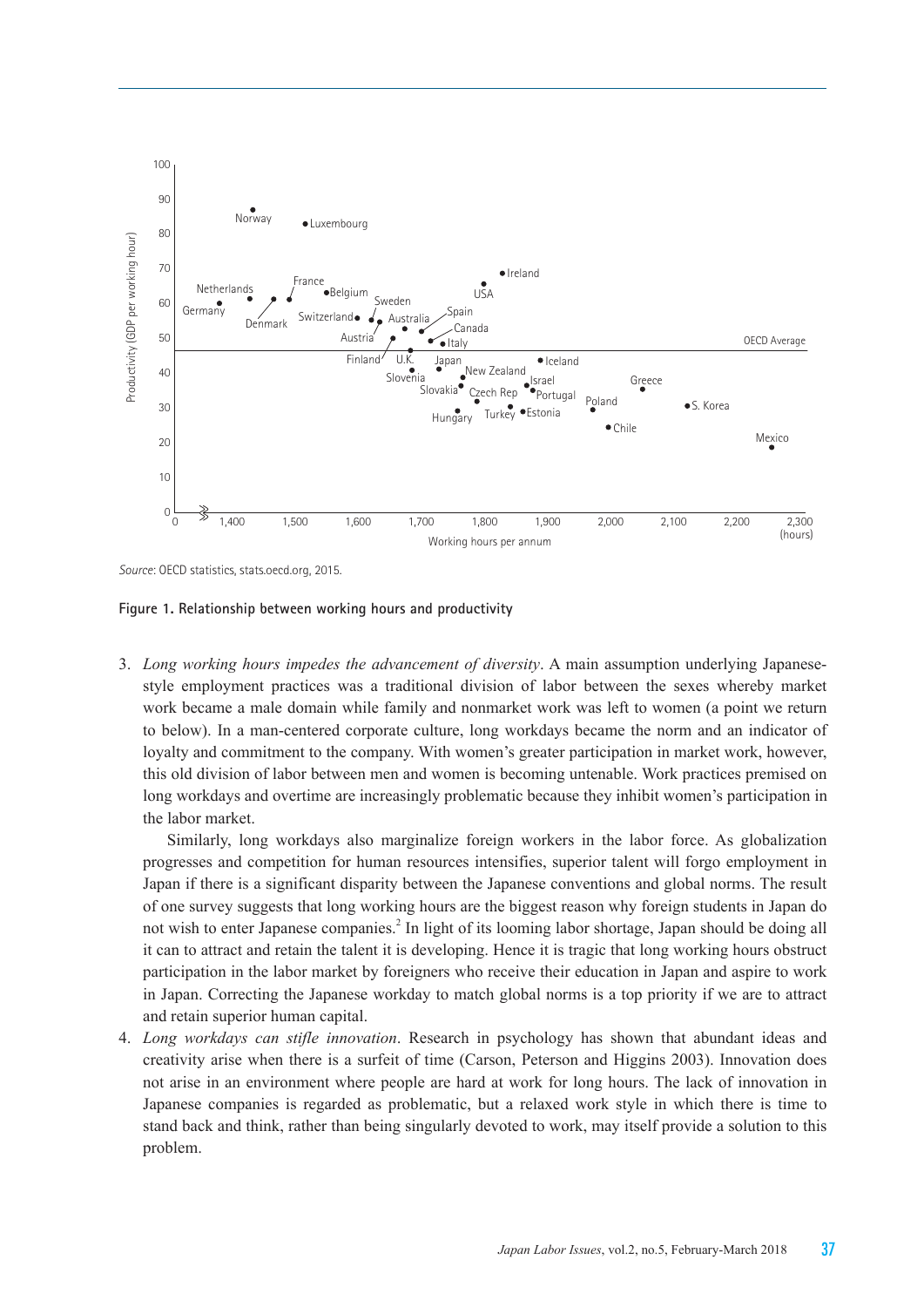Source: OECD statistics, stats.oecd.org, 2015.

**Figure 1. Relationship between working hours and productivity**

3. *Long working hours impedes the advancement of diversity*. A main assumption underlying Japanese-style employment practices was a traditional division of labor between the sexes whereby market work became a male domain while family and nonmarket work was left to women (a point we return to below). In a man-centered corporate culture, long workdays became the norm and an indicator of loyalty and commitment to the company. With women's greater participation in market work, however, this old division of labor between men and women is becoming untenable. Work practices premised on long workdays and overtime are increasingly problematic because they inhibit women's participation in the labor market.

   Similarly, long workdays also marginalize foreign workers in the labor force. As globalization progresses and competition for human resources intensifies, superior talent will forgo employment in Japan if there is a significant disparity between the Japanese conventions and global norms. The result of one survey suggests that long working hours are the biggest reason why foreign students in Japan do not wish to enter Japanese companies.[2] In light of its looming labor shortage, Japan should be doing all it can to attract and retain the talent it is developing. Hence it is tragic that long working hours obstruct participation in the labor market by foreigners who receive their education in Japan and aspire to work in Japan. Correcting the Japanese workday to match global norms is a top priority if we are to attract and retain superior human capital.

4. *Long workdays can stifle innovation*. Research in psychology has shown that abundant ideas and creativity arise when there is a surfeit of time (Carson, Peterson and Higgins 2003). Innovation does not arise in an environment where people are hard at work for long hours. The lack of innovation in Japanese companies is regarded as problematic, but a relaxed work style in which there is time to stand back and think, rather than being singularly devoted to work, may itself provide a solution to this problem.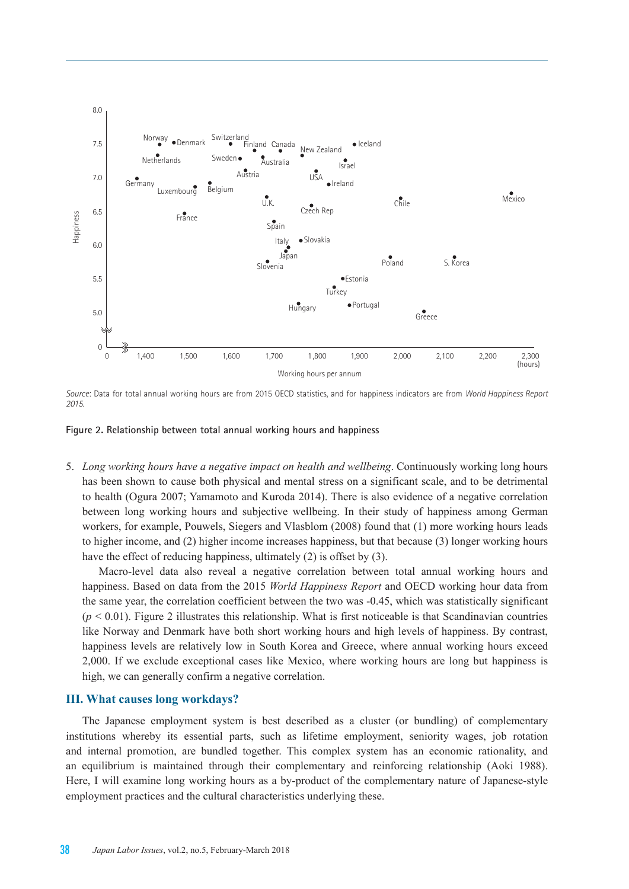*Source*: Data for total annual working hours are from 2015 OECD statistics, and for happiness indicators are from *World Happiness Report 2015.*

**Figure 2. Relationship between total annual working hours and happiness**

5. *Long working hours have a negative impact on health and wellbeing*. Continuously working long hours has been shown to cause both physical and mental stress on a significant scale, and to be detrimental to health (Ogura 2007; Yamamoto and Kuroda 2014). There is also evidence of a negative correlation between long working hours and subjective wellbeing. In their study of happiness among German workers, for example, Pouwels, Siegers and Vlasblom (2008) found that (1) more working hours leads to higher income, and (2) higher income increases happiness, but that because (3) longer working hours have the effect of reducing happiness, ultimately (2) is offset by (3).

   Macro-level data also reveal a negative correlation between total annual working hours and happiness. Based on data from the 2015 *World Happiness Report* and OECD working hour data from the same year, the correlation coefficient between the two was -0.45, which was statistically significant ($p < 0.01$). Figure 2 illustrates this relationship. What is first noticeable is that Scandinavian countries like Norway and Denmark have both short working hours and high levels of happiness. By contrast, happiness levels are relatively low in South Korea and Greece, where annual working hours exceed 2,000. If we exclude exceptional cases like Mexico, where working hours are long but happiness is high, we can generally confirm a negative correlation.

## III. What causes long workdays?

The Japanese employment system is best described as a cluster (or bundling) of complementary institutions whereby its essential parts, such as lifetime employment, seniority wages, job rotation and internal promotion, are bundled together. This complex system has an economic rationality, and an equilibrium is maintained through their complementary and reinforcing relationship (Aoki 1988). Here, I will examine long working hours as a by-product of the complementary nature of Japanese-style employment practices and the cultural characteristics underlying these.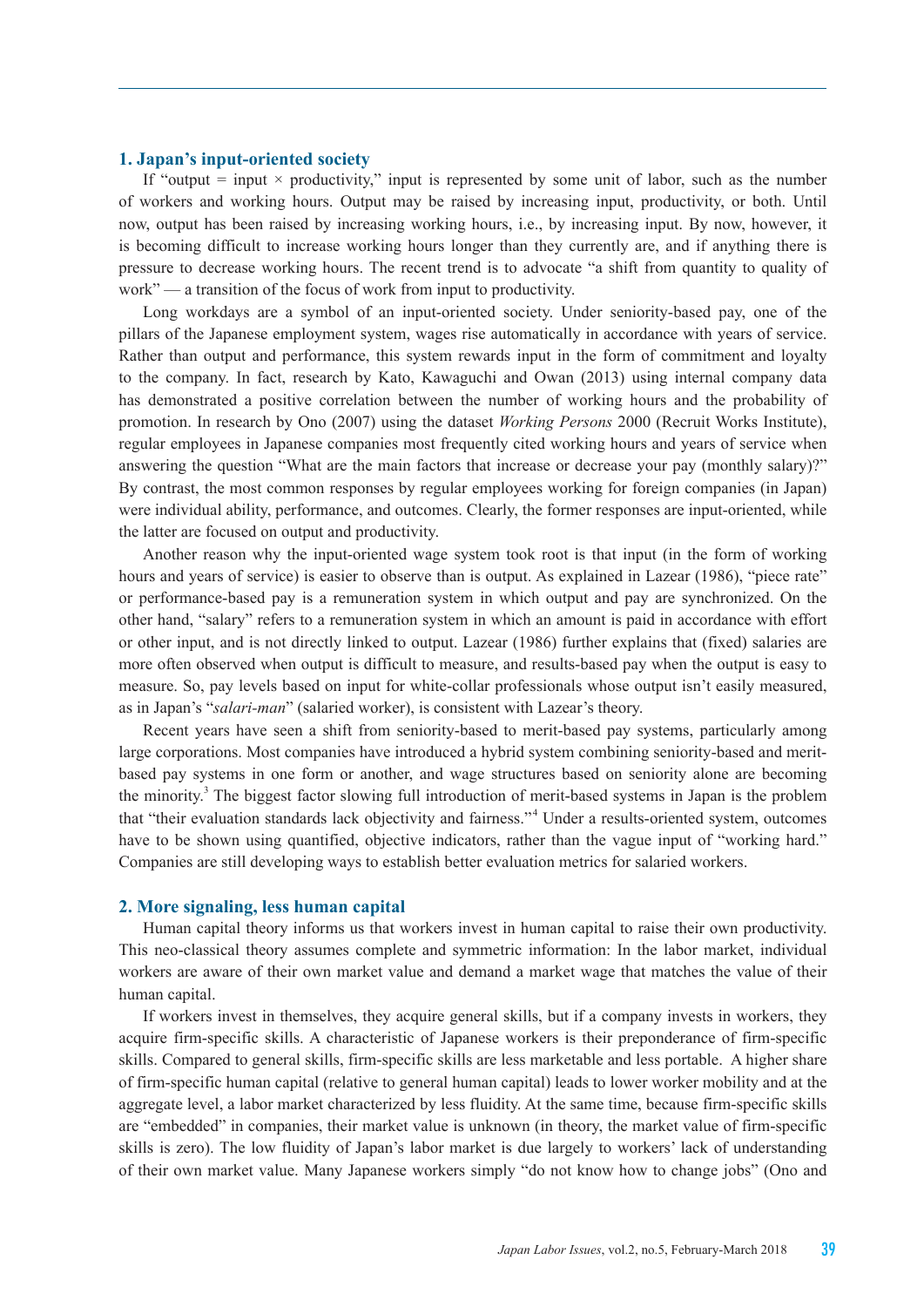## 1. Japan's input-oriented society

If "output = input × productivity," input is represented by some unit of labor, such as the number of workers and working hours. Output may be raised by increasing input, productivity, or both. Until now, output has been raised by increasing working hours, i.e., by increasing input. By now, however, it is becoming difficult to increase working hours longer than they currently are, and if anything there is pressure to decrease working hours. The recent trend is to advocate "a shift from quantity to quality of work" — a transition of the focus of work from input to productivity.

Long workdays are a symbol of an input-oriented society. Under seniority-based pay, one of the pillars of the Japanese employment system, wages rise automatically in accordance with years of service. Rather than output and performance, this system rewards input in the form of commitment and loyalty to the company. In fact, research by Kato, Kawaguchi and Owan (2013) using internal company data has demonstrated a positive correlation between the number of working hours and the probability of promotion. In research by Ono (2007) using the dataset *Working Persons* 2000 (Recruit Works Institute), regular employees in Japanese companies most frequently cited working hours and years of service when answering the question "What are the main factors that increase or decrease your pay (monthly salary)?" By contrast, the most common responses by regular employees working for foreign companies (in Japan) were individual ability, performance, and outcomes. Clearly, the former responses are input-oriented, while the latter are focused on output and productivity.

Another reason why the input-oriented wage system took root is that input (in the form of working hours and years of service) is easier to observe than is output. As explained in Lazear (1986), "piece rate" or performance-based pay is a remuneration system in which output and pay are synchronized. On the other hand, "salary" refers to a remuneration system in which an amount is paid in accordance with effort or other input, and is not directly linked to output. Lazear (1986) further explains that (fixed) salaries are more often observed when output is difficult to measure, and results-based pay when the output is easy to measure. So, pay levels based on input for white-collar professionals whose output isn't easily measured, as in Japan's "*salari-man*" (salaried worker), is consistent with Lazear's theory.

Recent years have seen a shift from seniority-based to merit-based pay systems, particularly among large corporations. Most companies have introduced a hybrid system combining seniority-based and merit-based pay systems in one form or another, and wage structures based on seniority alone are becoming the minority.[3] The biggest factor slowing full introduction of merit-based systems in Japan is the problem that "their evaluation standards lack objectivity and fairness."[4] Under a results-oriented system, outcomes have to be shown using quantified, objective indicators, rather than the vague input of "working hard." Companies are still developing ways to establish better evaluation metrics for salaried workers.

## 2. More signaling, less human capital

Human capital theory informs us that workers invest in human capital to raise their own productivity. This neo-classical theory assumes complete and symmetric information: In the labor market, individual workers are aware of their own market value and demand a market wage that matches the value of their human capital.

If workers invest in themselves, they acquire general skills, but if a company invests in workers, they acquire firm-specific skills. A characteristic of Japanese workers is their preponderance of firm-specific skills. Compared to general skills, firm-specific skills are less marketable and less portable. A higher share of firm-specific human capital (relative to general human capital) leads to lower worker mobility and at the aggregate level, a labor market characterized by less fluidity. At the same time, because firm-specific skills are "embedded" in companies, their market value is unknown (in theory, the market value of firm-specific skills is zero). The low fluidity of Japan's labor market is due largely to workers' lack of understanding of their own market value. Many Japanese workers simply "do not know how to change jobs" (Ono and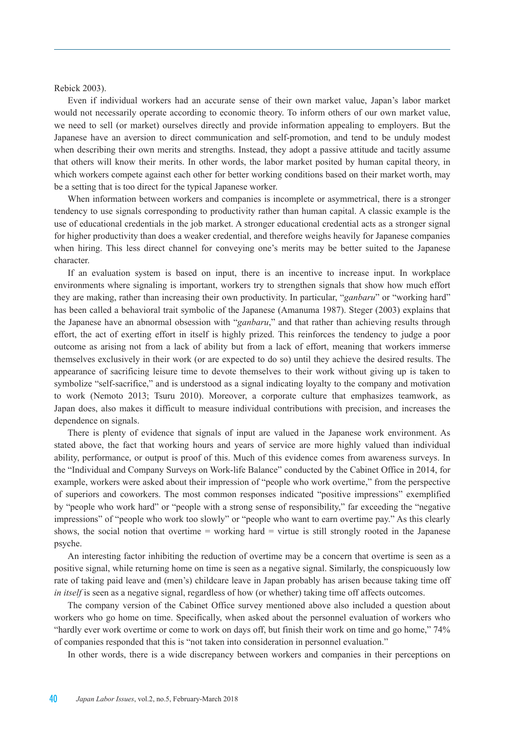Rebick 2003).

Even if individual workers had an accurate sense of their own market value, Japan's labor market would not necessarily operate according to economic theory. To inform others of our own market value, we need to sell (or market) ourselves directly and provide information appealing to employers. But the Japanese have an aversion to direct communication and self-promotion, and tend to be unduly modest when describing their own merits and strengths. Instead, they adopt a passive attitude and tacitly assume that others will know their merits. In other words, the labor market posited by human capital theory, in which workers compete against each other for better working conditions based on their market worth, may be a setting that is too direct for the typical Japanese worker.

When information between workers and companies is incomplete or asymmetrical, there is a stronger tendency to use signals corresponding to productivity rather than human capital. A classic example is the use of educational credentials in the job market. A stronger educational credential acts as a stronger signal for higher productivity than does a weaker credential, and therefore weighs heavily for Japanese companies when hiring. This less direct channel for conveying one's merits may be better suited to the Japanese character.

If an evaluation system is based on input, there is an incentive to increase input. In workplace environments where signaling is important, workers try to strengthen signals that show how much effort they are making, rather than increasing their own productivity. In particular, "*ganbaru*" or "working hard" has been called a behavioral trait symbolic of the Japanese (Amanuma 1987). Steger (2003) explains that the Japanese have an abnormal obsession with "*ganbaru*," and that rather than achieving results through effort, the act of exerting effort in itself is highly prized. This reinforces the tendency to judge a poor outcome as arising not from a lack of ability but from a lack of effort, meaning that workers immerse themselves exclusively in their work (or are expected to do so) until they achieve the desired results. The appearance of sacrificing leisure time to devote themselves to their work without giving up is taken to symbolize "self-sacrifice," and is understood as a signal indicating loyalty to the company and motivation to work (Nemoto 2013; Tsuru 2010). Moreover, a corporate culture that emphasizes teamwork, as Japan does, also makes it difficult to measure individual contributions with precision, and increases the dependence on signals.

There is plenty of evidence that signals of input are valued in the Japanese work environment. As stated above, the fact that working hours and years of service are more highly valued than individual ability, performance, or output is proof of this. Much of this evidence comes from awareness surveys. In the "Individual and Company Surveys on Work-life Balance" conducted by the Cabinet Office in 2014, for example, workers were asked about their impression of "people who work overtime," from the perspective of superiors and coworkers. The most common responses indicated "positive impressions" exemplified by "people who work hard" or "people with a strong sense of responsibility," far exceeding the "negative impressions" of "people who work too slowly" or "people who want to earn overtime pay." As this clearly shows, the social notion that overtime = working hard = virtue is still strongly rooted in the Japanese psyche.

An interesting factor inhibiting the reduction of overtime may be a concern that overtime is seen as a positive signal, while returning home on time is seen as a negative signal. Similarly, the conspicuously low rate of taking paid leave and (men's) childcare leave in Japan probably has arisen because taking time off *in itself* is seen as a negative signal, regardless of how (or whether) taking time off affects outcomes.

The company version of the Cabinet Office survey mentioned above also included a question about workers who go home on time. Specifically, when asked about the personnel evaluation of workers who "hardly ever work overtime or come to work on days off, but finish their work on time and go home," 74% of companies responded that this is "not taken into consideration in personnel evaluation."

In other words, there is a wide discrepancy between workers and companies in their perceptions on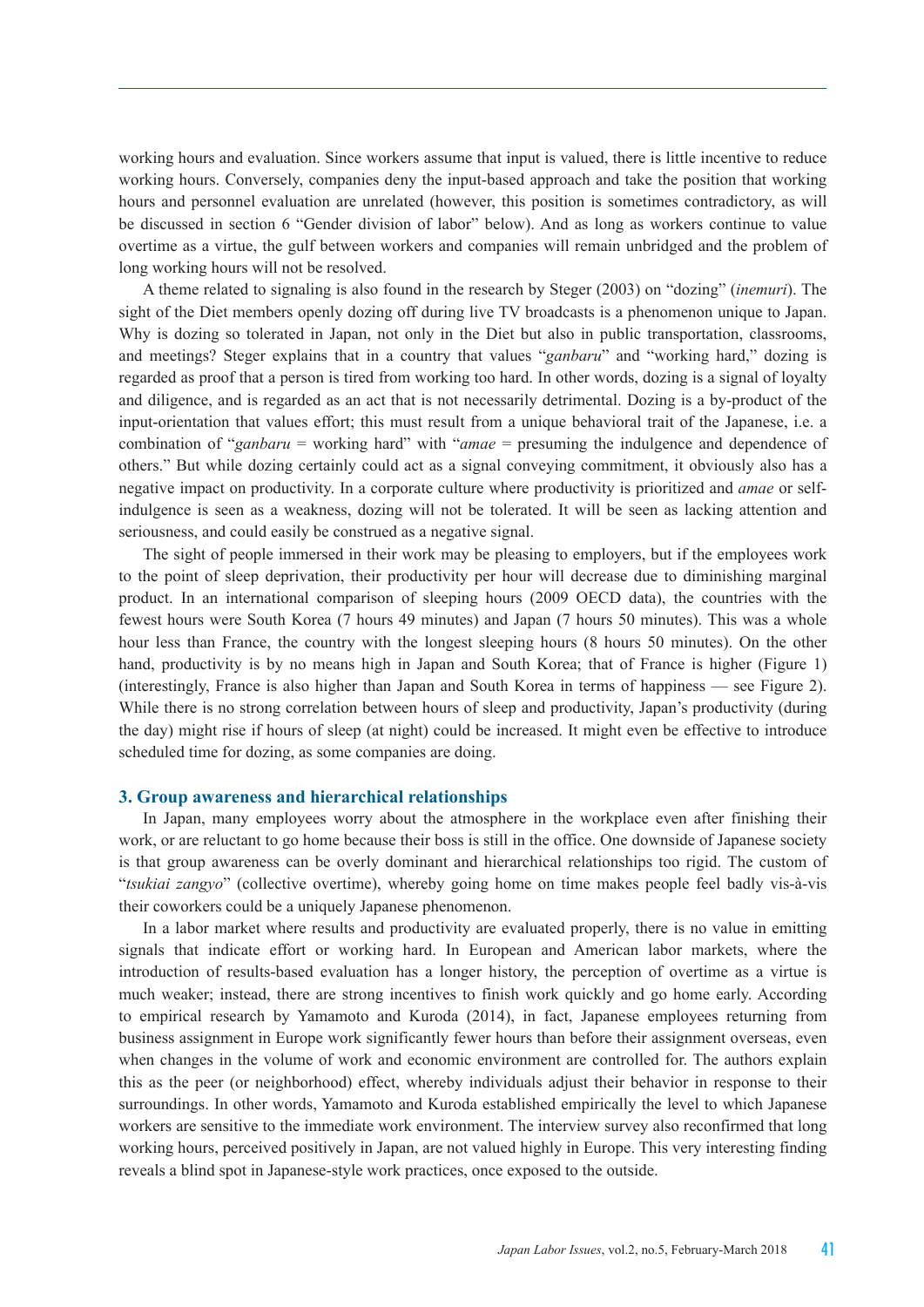working hours and evaluation. Since workers assume that input is valued, there is little incentive to reduce working hours. Conversely, companies deny the input-based approach and take the position that working hours and personnel evaluation are unrelated (however, this position is sometimes contradictory, as will be discussed in section 6 "Gender division of labor" below). And as long as workers continue to value overtime as a virtue, the gulf between workers and companies will remain unbridged and the problem of long working hours will not be resolved.

A theme related to signaling is also found in the research by Steger (2003) on "dozing" (*inemuri*). The sight of the Diet members openly dozing off during live TV broadcasts is a phenomenon unique to Japan. Why is dozing so tolerated in Japan, not only in the Diet but also in public transportation, classrooms, and meetings? Steger explains that in a country that values "*ganbaru*" and "working hard," dozing is regarded as proof that a person is tired from working too hard. In other words, dozing is a signal of loyalty and diligence, and is regarded as an act that is not necessarily detrimental. Dozing is a by-product of the input-orientation that values effort; this must result from a unique behavioral trait of the Japanese, i.e. a combination of "*ganbaru* = working hard" with "*amae* = presuming the indulgence and dependence of others." But while dozing certainly could act as a signal conveying commitment, it obviously also has a negative impact on productivity. In a corporate culture where productivity is prioritized and *amae* or self-indulgence is seen as a weakness, dozing will not be tolerated. It will be seen as lacking attention and seriousness, and could easily be construed as a negative signal.

The sight of people immersed in their work may be pleasing to employers, but if the employees work to the point of sleep deprivation, their productivity per hour will decrease due to diminishing marginal product. In an international comparison of sleeping hours (2009 OECD data), the countries with the fewest hours were South Korea (7 hours 49 minutes) and Japan (7 hours 50 minutes). This was a whole hour less than France, the country with the longest sleeping hours (8 hours 50 minutes). On the other hand, productivity is by no means high in Japan and South Korea; that of France is higher (Figure 1) (interestingly, France is also higher than Japan and South Korea in terms of happiness — see Figure 2). While there is no strong correlation between hours of sleep and productivity, Japan's productivity (during the day) might rise if hours of sleep (at night) could be increased. It might even be effective to introduce scheduled time for dozing, as some companies are doing.

## 3. Group awareness and hierarchical relationships

In Japan, many employees worry about the atmosphere in the workplace even after finishing their work, or are reluctant to go home because their boss is still in the office. One downside of Japanese society is that group awareness can be overly dominant and hierarchical relationships too rigid. The custom of "*tsukiai zangyo*" (collective overtime), whereby going home on time makes people feel badly vis-à-vis their coworkers could be a uniquely Japanese phenomenon.

In a labor market where results and productivity are evaluated properly, there is no value in emitting signals that indicate effort or working hard. In European and American labor markets, where the introduction of results-based evaluation has a longer history, the perception of overtime as a virtue is much weaker; instead, there are strong incentives to finish work quickly and go home early. According to empirical research by Yamamoto and Kuroda (2014), in fact, Japanese employees returning from business assignment in Europe work significantly fewer hours than before their assignment overseas, even when changes in the volume of work and economic environment are controlled for. The authors explain this as the peer (or neighborhood) effect, whereby individuals adjust their behavior in response to their surroundings. In other words, Yamamoto and Kuroda established empirically the level to which Japanese workers are sensitive to the immediate work environment. The interview survey also reconfirmed that long working hours, perceived positively in Japan, are not valued highly in Europe. This very interesting finding reveals a blind spot in Japanese-style work practices, once exposed to the outside.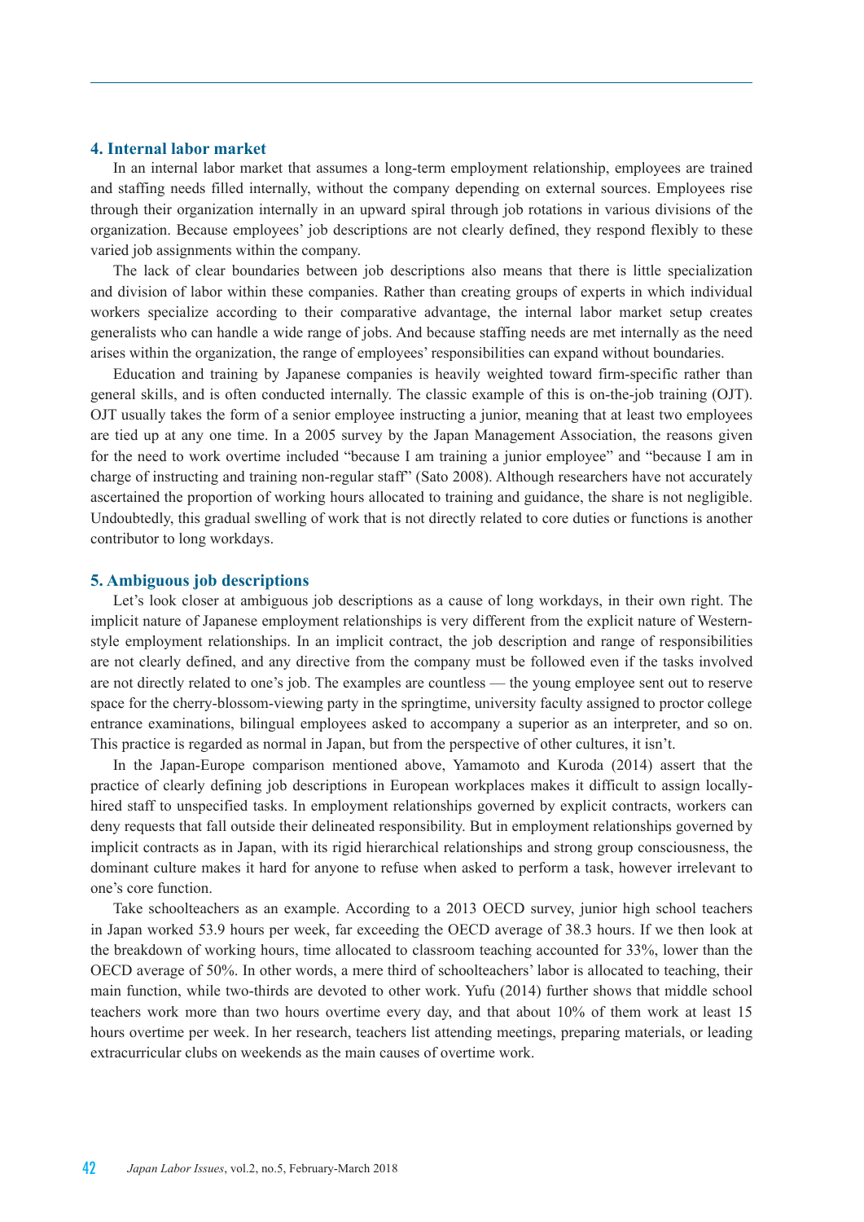## 4. Internal labor market

In an internal labor market that assumes a long-term employment relationship, employees are trained and staffing needs filled internally, without the company depending on external sources. Employees rise through their organization internally in an upward spiral through job rotations in various divisions of the organization. Because employees' job descriptions are not clearly defined, they respond flexibly to these varied job assignments within the company.

The lack of clear boundaries between job descriptions also means that there is little specialization and division of labor within these companies. Rather than creating groups of experts in which individual workers specialize according to their comparative advantage, the internal labor market setup creates generalists who can handle a wide range of jobs. And because staffing needs are met internally as the need arises within the organization, the range of employees' responsibilities can expand without boundaries.

Education and training by Japanese companies is heavily weighted toward firm-specific rather than general skills, and is often conducted internally. The classic example of this is on-the-job training (OJT). OJT usually takes the form of a senior employee instructing a junior, meaning that at least two employees are tied up at any one time. In a 2005 survey by the Japan Management Association, the reasons given for the need to work overtime included "because I am training a junior employee" and "because I am in charge of instructing and training non-regular staff" (Sato 2008). Although researchers have not accurately ascertained the proportion of working hours allocated to training and guidance, the share is not negligible. Undoubtedly, this gradual swelling of work that is not directly related to core duties or functions is another contributor to long workdays.

## 5. Ambiguous job descriptions

Let's look closer at ambiguous job descriptions as a cause of long workdays, in their own right. The implicit nature of Japanese employment relationships is very different from the explicit nature of Western-style employment relationships. In an implicit contract, the job description and range of responsibilities are not clearly defined, and any directive from the company must be followed even if the tasks involved are not directly related to one's job. The examples are countless — the young employee sent out to reserve space for the cherry-blossom-viewing party in the springtime, university faculty assigned to proctor college entrance examinations, bilingual employees asked to accompany a superior as an interpreter, and so on. This practice is regarded as normal in Japan, but from the perspective of other cultures, it isn't.

In the Japan-Europe comparison mentioned above, Yamamoto and Kuroda (2014) assert that the practice of clearly defining job descriptions in European workplaces makes it difficult to assign locally-hired staff to unspecified tasks. In employment relationships governed by explicit contracts, workers can deny requests that fall outside their delineated responsibility. But in employment relationships governed by implicit contracts as in Japan, with its rigid hierarchical relationships and strong group consciousness, the dominant culture makes it hard for anyone to refuse when asked to perform a task, however irrelevant to one's core function.

Take schoolteachers as an example. According to a 2013 OECD survey, junior high school teachers in Japan worked 53.9 hours per week, far exceeding the OECD average of 38.3 hours. If we then look at the breakdown of working hours, time allocated to classroom teaching accounted for 33%, lower than the OECD average of 50%. In other words, a mere third of schoolteachers' labor is allocated to teaching, their main function, while two-thirds are devoted to other work. Yufu (2014) further shows that middle school teachers work more than two hours overtime every day, and that about 10% of them work at least 15 hours overtime per week. In her research, teachers list attending meetings, preparing materials, or leading extracurricular clubs on weekends as the main causes of overtime work.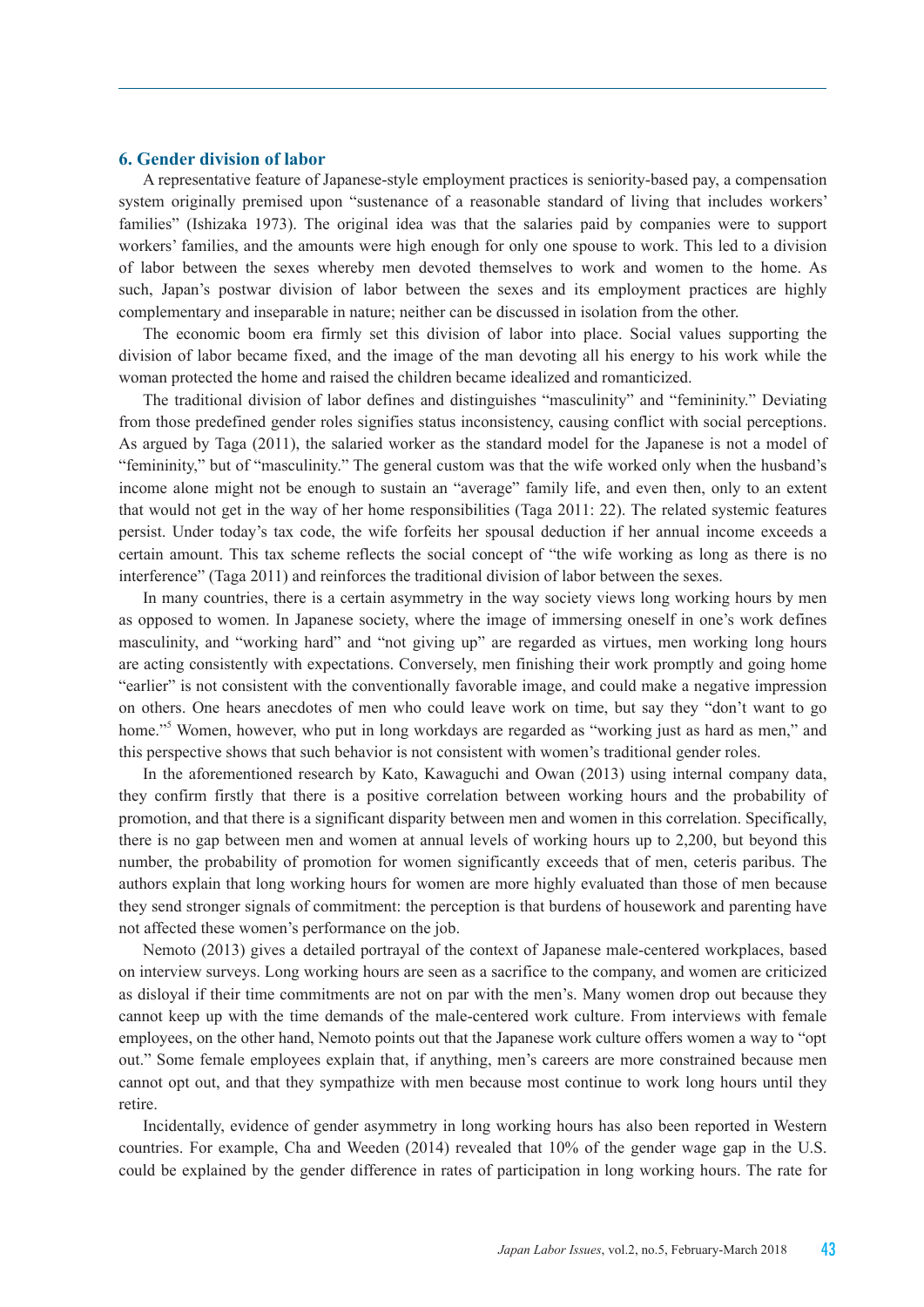## 6. Gender division of labor

A representative feature of Japanese-style employment practices is seniority-based pay, a compensation system originally premised upon "sustenance of a reasonable standard of living that includes workers' families" (Ishizaka 1973). The original idea was that the salaries paid by companies were to support workers' families, and the amounts were high enough for only one spouse to work. This led to a division of labor between the sexes whereby men devoted themselves to work and women to the home. As such, Japan's postwar division of labor between the sexes and its employment practices are highly complementary and inseparable in nature; neither can be discussed in isolation from the other.

The economic boom era firmly set this division of labor into place. Social values supporting the division of labor became fixed, and the image of the man devoting all his energy to his work while the woman protected the home and raised the children became idealized and romanticized.

The traditional division of labor defines and distinguishes "masculinity" and "femininity." Deviating from those predefined gender roles signifies status inconsistency, causing conflict with social perceptions. As argued by Taga (2011), the salaried worker as the standard model for the Japanese is not a model of "femininity," but of "masculinity." The general custom was that the wife worked only when the husband's income alone might not be enough to sustain an "average" family life, and even then, only to an extent that would not get in the way of her home responsibilities (Taga 2011: 22). The related systemic features persist. Under today's tax code, the wife forfeits her spousal deduction if her annual income exceeds a certain amount. This tax scheme reflects the social concept of "the wife working as long as there is no interference" (Taga 2011) and reinforces the traditional division of labor between the sexes.

In many countries, there is a certain asymmetry in the way society views long working hours by men as opposed to women. In Japanese society, where the image of immersing oneself in one's work defines masculinity, and "working hard" and "not giving up" are regarded as virtues, men working long hours are acting consistently with expectations. Conversely, men finishing their work promptly and going home "earlier" is not consistent with the conventionally favorable image, and could make a negative impression on others. One hears anecdotes of men who could leave work on time, but say they "don't want to go home."[5] Women, however, who put in long workdays are regarded as "working just as hard as men," and this perspective shows that such behavior is not consistent with women's traditional gender roles.

In the aforementioned research by Kato, Kawaguchi and Owan (2013) using internal company data, they confirm firstly that there is a positive correlation between working hours and the probability of promotion, and that there is a significant disparity between men and women in this correlation. Specifically, there is no gap between men and women at annual levels of working hours up to 2,200, but beyond this number, the probability of promotion for women significantly exceeds that of men, ceteris paribus. The authors explain that long working hours for women are more highly evaluated than those of men because they send stronger signals of commitment: the perception is that burdens of housework and parenting have not affected these women's performance on the job.

Nemoto (2013) gives a detailed portrayal of the context of Japanese male-centered workplaces, based on interview surveys. Long working hours are seen as a sacrifice to the company, and women are criticized as disloyal if their time commitments are not on par with the men's. Many women drop out because they cannot keep up with the time demands of the male-centered work culture. From interviews with female employees, on the other hand, Nemoto points out that the Japanese work culture offers women a way to "opt out." Some female employees explain that, if anything, men's careers are more constrained because men cannot opt out, and that they sympathize with men because most continue to work long hours until they retire.

Incidentally, evidence of gender asymmetry in long working hours has also been reported in Western countries. For example, Cha and Weeden (2014) revealed that 10% of the gender wage gap in the U.S. could be explained by the gender difference in rates of participation in long working hours. The rate for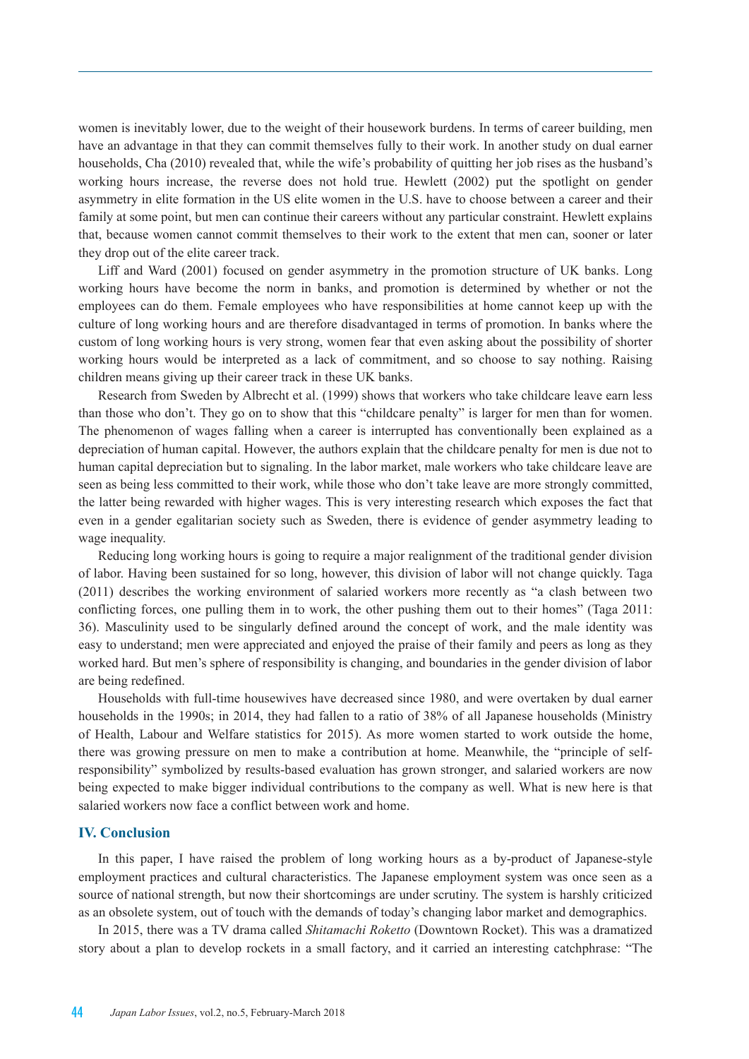women is inevitably lower, due to the weight of their housework burdens. In terms of career building, men have an advantage in that they can commit themselves fully to their work. In another study on dual earner households, Cha (2010) revealed that, while the wife's probability of quitting her job rises as the husband's working hours increase, the reverse does not hold true. Hewlett (2002) put the spotlight on gender asymmetry in elite formation in the US elite women in the U.S. have to choose between a career and their family at some point, but men can continue their careers without any particular constraint. Hewlett explains that, because women cannot commit themselves to their work to the extent that men can, sooner or later they drop out of the elite career track.

Liff and Ward (2001) focused on gender asymmetry in the promotion structure of UK banks. Long working hours have become the norm in banks, and promotion is determined by whether or not the employees can do them. Female employees who have responsibilities at home cannot keep up with the culture of long working hours and are therefore disadvantaged in terms of promotion. In banks where the custom of long working hours is very strong, women fear that even asking about the possibility of shorter working hours would be interpreted as a lack of commitment, and so choose to say nothing. Raising children means giving up their career track in these UK banks.

Research from Sweden by Albrecht et al. (1999) shows that workers who take childcare leave earn less than those who don't. They go on to show that this "childcare penalty" is larger for men than for women. The phenomenon of wages falling when a career is interrupted has conventionally been explained as a depreciation of human capital. However, the authors explain that the childcare penalty for men is due not to human capital depreciation but to signaling. In the labor market, male workers who take childcare leave are seen as being less committed to their work, while those who don't take leave are more strongly committed, the latter being rewarded with higher wages. This is very interesting research which exposes the fact that even in a gender egalitarian society such as Sweden, there is evidence of gender asymmetry leading to wage inequality.

Reducing long working hours is going to require a major realignment of the traditional gender division of labor. Having been sustained for so long, however, this division of labor will not change quickly. Taga (2011) describes the working environment of salaried workers more recently as "a clash between two conflicting forces, one pulling them in to work, the other pushing them out to their homes" (Taga 2011: 36). Masculinity used to be singularly defined around the concept of work, and the male identity was easy to understand; men were appreciated and enjoyed the praise of their family and peers as long as they worked hard. But men's sphere of responsibility is changing, and boundaries in the gender division of labor are being redefined.

Households with full-time housewives have decreased since 1980, and were overtaken by dual earner households in the 1990s; in 2014, they had fallen to a ratio of 38% of all Japanese households (Ministry of Health, Labour and Welfare statistics for 2015). As more women started to work outside the home, there was growing pressure on men to make a contribution at home. Meanwhile, the "principle of self-responsibility" symbolized by results-based evaluation has grown stronger, and salaried workers are now being expected to make bigger individual contributions to the company as well. What is new here is that salaried workers now face a conflict between work and home.

## IV. Conclusion

In this paper, I have raised the problem of long working hours as a by-product of Japanese-style employment practices and cultural characteristics. The Japanese employment system was once seen as a source of national strength, but now their shortcomings are under scrutiny. The system is harshly criticized as an obsolete system, out of touch with the demands of today's changing labor market and demographics.

In 2015, there was a TV drama called *Shitamachi Roketto* (Downtown Rocket). This was a dramatized story about a plan to develop rockets in a small factory, and it carried an interesting catchphrase: "The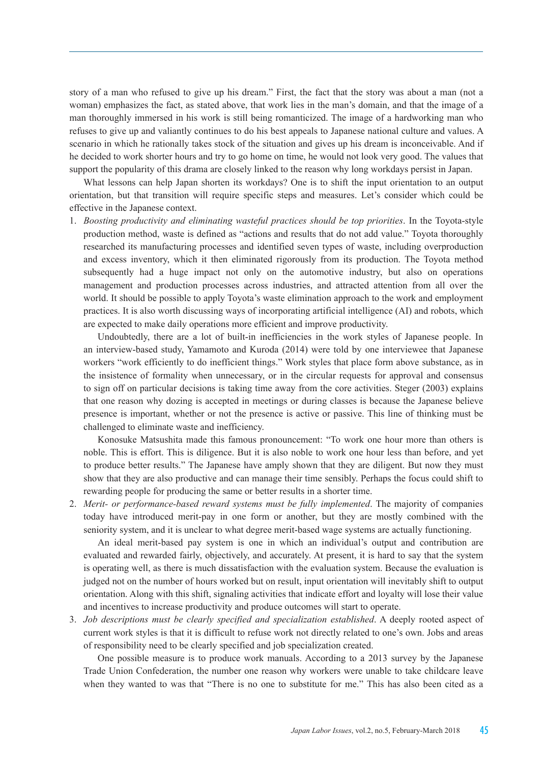story of a man who refused to give up his dream." First, the fact that the story was about a man (not a woman) emphasizes the fact, as stated above, that work lies in the man's domain, and that the image of a man thoroughly immersed in his work is still being romanticized. The image of a hardworking man who refuses to give up and valiantly continues to do his best appeals to Japanese national culture and values. A scenario in which he rationally takes stock of the situation and gives up his dream is inconceivable. And if he decided to work shorter hours and try to go home on time, he would not look very good. The values that support the popularity of this drama are closely linked to the reason why long workdays persist in Japan.

What lessons can help Japan shorten its workdays? One is to shift the input orientation to an output orientation, but that transition will require specific steps and measures. Let's consider which could be effective in the Japanese context.

1. *Boosting productivity and eliminating wasteful practices should be top priorities*. In the Toyota-style production method, waste is defined as "actions and results that do not add value." Toyota thoroughly researched its manufacturing processes and identified seven types of waste, including overproduction and excess inventory, which it then eliminated rigorously from its production. The Toyota method subsequently had a huge impact not only on the automotive industry, but also on operations management and production processes across industries, and attracted attention from all over the world. It should be possible to apply Toyota's waste elimination approach to the work and employment practices. It is also worth discussing ways of incorporating artificial intelligence (AI) and robots, which are expected to make daily operations more efficient and improve productivity.

   Undoubtedly, there are a lot of built-in inefficiencies in the work styles of Japanese people. In an interview-based study, Yamamoto and Kuroda (2014) were told by one interviewee that Japanese workers "work efficiently to do inefficient things." Work styles that place form above substance, as in the insistence of formality when unnecessary, or in the circular requests for approval and consensus to sign off on particular decisions is taking time away from the core activities. Steger (2003) explains that one reason why dozing is accepted in meetings or during classes is because the Japanese believe presence is important, whether or not the presence is active or passive. This line of thinking must be challenged to eliminate waste and inefficiency.

   Konosuke Matsushita made this famous pronouncement: "To work one hour more than others is noble. This is effort. This is diligence. But it is also noble to work one hour less than before, and yet to produce better results." The Japanese have amply shown that they are diligent. But now they must show that they are also productive and can manage their time sensibly. Perhaps the focus could shift to rewarding people for producing the same or better results in a shorter time.

2. *Merit- or performance-based reward systems must be fully implemented*. The majority of companies today have introduced merit-pay in one form or another, but they are mostly combined with the seniority system, and it is unclear to what degree merit-based wage systems are actually functioning.

   An ideal merit-based pay system is one in which an individual's output and contribution are evaluated and rewarded fairly, objectively, and accurately. At present, it is hard to say that the system is operating well, as there is much dissatisfaction with the evaluation system. Because the evaluation is judged not on the number of hours worked but on result, input orientation will inevitably shift to output orientation. Along with this shift, signaling activities that indicate effort and loyalty will lose their value and incentives to increase productivity and produce outcomes will start to operate.

3. *Job descriptions must be clearly specified and specialization established*. A deeply rooted aspect of current work styles is that it is difficult to refuse work not directly related to one's own. Jobs and areas of responsibility need to be clearly specified and job specialization created.

   One possible measure is to produce work manuals. According to a 2013 survey by the Japanese Trade Union Confederation, the number one reason why workers were unable to take childcare leave when they wanted to was that "There is no one to substitute for me." This has also been cited as a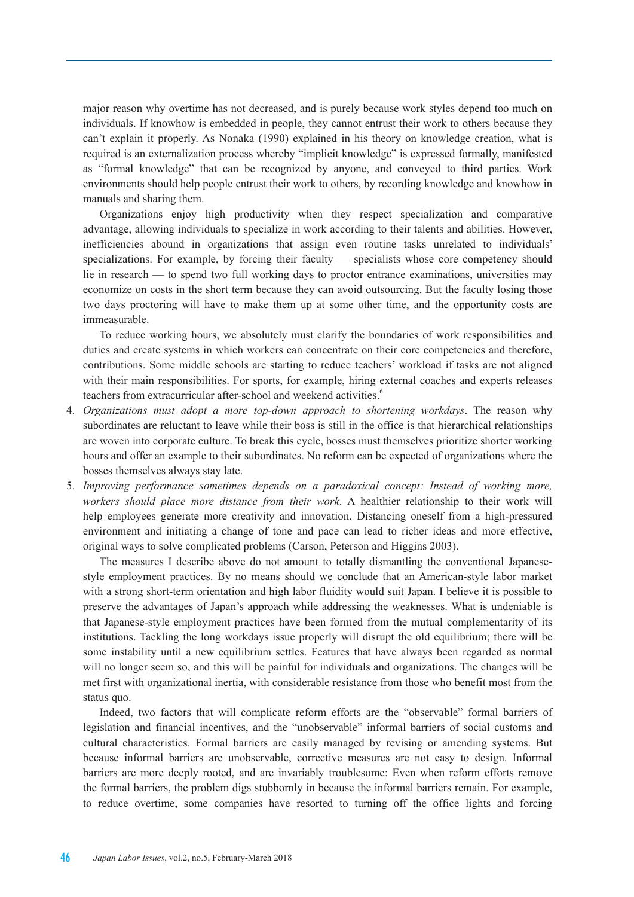major reason why overtime has not decreased, and is purely because work styles depend too much on individuals. If knowhow is embedded in people, they cannot entrust their work to others because they can't explain it properly. As Nonaka (1990) explained in his theory on knowledge creation, what is required is an externalization process whereby "implicit knowledge" is expressed formally, manifested as "formal knowledge" that can be recognized by anyone, and conveyed to third parties. Work environments should help people entrust their work to others, by recording knowledge and knowhow in manuals and sharing them.

Organizations enjoy high productivity when they respect specialization and comparative advantage, allowing individuals to specialize in work according to their talents and abilities. However, inefficiencies abound in organizations that assign even routine tasks unrelated to individuals' specializations. For example, by forcing their faculty — specialists whose core competency should lie in research — to spend two full working days to proctor entrance examinations, universities may economize on costs in the short term because they can avoid outsourcing. But the faculty losing those two days proctoring will have to make them up at some other time, and the opportunity costs are immeasurable.

To reduce working hours, we absolutely must clarify the boundaries of work responsibilities and duties and create systems in which workers can concentrate on their core competencies and therefore, contributions. Some middle schools are starting to reduce teachers' workload if tasks are not aligned with their main responsibilities. For sports, for example, hiring external coaches and experts releases teachers from extracurricular after-school and weekend activities.[6]

4. *Organizations must adopt a more top-down approach to shortening workdays*. The reason why subordinates are reluctant to leave while their boss is still in the office is that hierarchical relationships are woven into corporate culture. To break this cycle, bosses must themselves prioritize shorter working hours and offer an example to their subordinates. No reform can be expected of organizations where the bosses themselves always stay late.
5. *Improving performance sometimes depends on a paradoxical concept: Instead of working more, workers should place more distance from their work*. A healthier relationship to their work will help employees generate more creativity and innovation. Distancing oneself from a high-pressured environment and initiating a change of tone and pace can lead to richer ideas and more effective, original ways to solve complicated problems (Carson, Peterson and Higgins 2003).

The measures I describe above do not amount to totally dismantling the conventional Japanese-style employment practices. By no means should we conclude that an American-style labor market with a strong short-term orientation and high labor fluidity would suit Japan. I believe it is possible to preserve the advantages of Japan's approach while addressing the weaknesses. What is undeniable is that Japanese-style employment practices have been formed from the mutual complementarity of its institutions. Tackling the long workdays issue properly will disrupt the old equilibrium; there will be some instability until a new equilibrium settles. Features that have always been regarded as normal will no longer seem so, and this will be painful for individuals and organizations. The changes will be met first with organizational inertia, with considerable resistance from those who benefit most from the status quo.

Indeed, two factors that will complicate reform efforts are the "observable" formal barriers of legislation and financial incentives, and the "unobservable" informal barriers of social customs and cultural characteristics. Formal barriers are easily managed by revising or amending systems. But because informal barriers are unobservable, corrective measures are not easy to design. Informal barriers are more deeply rooted, and are invariably troublesome: Even when reform efforts remove the formal barriers, the problem digs stubbornly in because the informal barriers remain. For example, to reduce overtime, some companies have resorted to turning off the office lights and forcing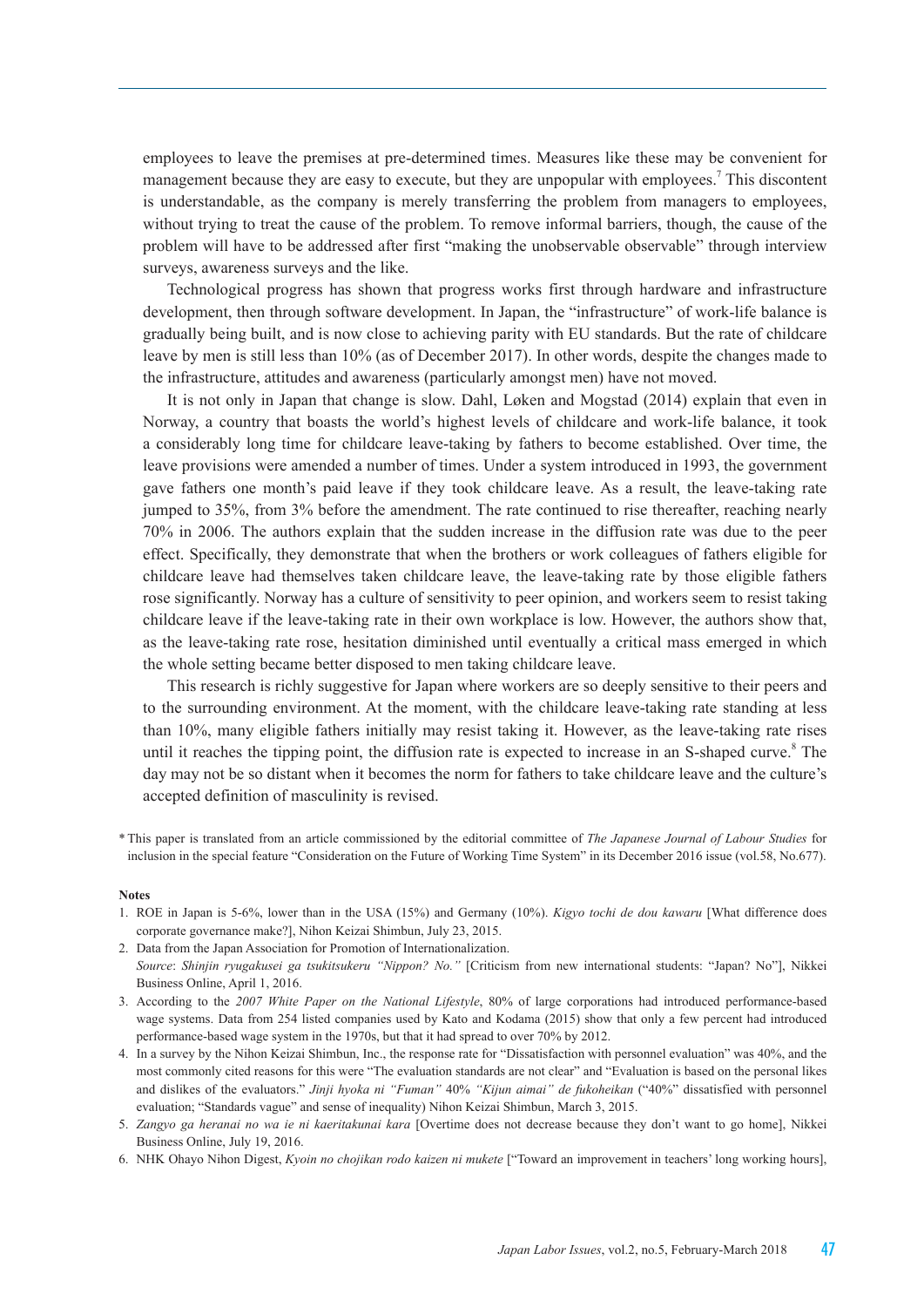employees to leave the premises at pre-determined times. Measures like these may be convenient for management because they are easy to execute, but they are unpopular with employees.[7] This discontent is understandable, as the company is merely transferring the problem from managers to employees, without trying to treat the cause of the problem. To remove informal barriers, though, the cause of the problem will have to be addressed after first "making the unobservable observable" through interview surveys, awareness surveys and the like.

Technological progress has shown that progress works first through hardware and infrastructure development, then through software development. In Japan, the "infrastructure" of work-life balance is gradually being built, and is now close to achieving parity with EU standards. But the rate of childcare leave by men is still less than 10% (as of December 2017). In other words, despite the changes made to the infrastructure, attitudes and awareness (particularly amongst men) have not moved.

It is not only in Japan that change is slow. Dahl, Løken and Mogstad (2014) explain that even in Norway, a country that boasts the world's highest levels of childcare and work-life balance, it took a considerably long time for childcare leave-taking by fathers to become established. Over time, the leave provisions were amended a number of times. Under a system introduced in 1993, the government gave fathers one month's paid leave if they took childcare leave. As a result, the leave-taking rate jumped to 35%, from 3% before the amendment. The rate continued to rise thereafter, reaching nearly 70% in 2006. The authors explain that the sudden increase in the diffusion rate was due to the peer effect. Specifically, they demonstrate that when the brothers or work colleagues of fathers eligible for childcare leave had themselves taken childcare leave, the leave-taking rate by those eligible fathers rose significantly. Norway has a culture of sensitivity to peer opinion, and workers seem to resist taking childcare leave if the leave-taking rate in their own workplace is low. However, the authors show that, as the leave-taking rate rose, hesitation diminished until eventually a critical mass emerged in which the whole setting became better disposed to men taking childcare leave.

This research is richly suggestive for Japan where workers are so deeply sensitive to their peers and to the surrounding environment. At the moment, with the childcare leave-taking rate standing at less than 10%, many eligible fathers initially may resist taking it. However, as the leave-taking rate rises until it reaches the tipping point, the diffusion rate is expected to increase in an S-shaped curve.[8] The day may not be so distant when it becomes the norm for fathers to take childcare leave and the culture's accepted definition of masculinity is revised.

\* This paper is translated from an article commissioned by the editorial committee of *The Japanese Journal of Labour Studies* for inclusion in the special feature "Consideration on the Future of Working Time System" in its December 2016 issue (vol.58, No.677).

**Notes**

1. ROE in Japan is 5-6%, lower than in the USA (15%) and Germany (10%). *Kigyo tochi de dou kawaru* [What difference does corporate governance make?], Nihon Keizai Shimbun, July 23, 2015.
2. Data from the Japan Association for Promotion of Internationalization.
   *Source*: *Shinjin ryugakusei ga tsukitsukeru "Nippon? No."* [Criticism from new international students: "Japan? No"], Nikkei Business Online, April 1, 2016.
3. According to the *2007 White Paper on the National Lifestyle*, 80% of large corporations had introduced performance-based wage systems. Data from 254 listed companies used by Kato and Kodama (2015) show that only a few percent had introduced performance-based wage system in the 1970s, but that it had spread to over 70% by 2012.
4. In a survey by the Nihon Keizai Shimbun, Inc., the response rate for "Dissatisfaction with personnel evaluation" was 40%, and the most commonly cited reasons for this were "The evaluation standards are not clear" and "Evaluation is based on the personal likes and dislikes of the evaluators." *Jinji hyoka ni "Fuman"* 40% *"Kijun aimai" de fukoheikan* ("40%" dissatisfied with personnel evaluation; "Standards vague" and sense of inequality) Nihon Keizai Shimbun, March 3, 2015.
5. *Zangyo ga heranai no wa ie ni kaeritakunai kara* [Overtime does not decrease because they don't want to go home], Nikkei Business Online, July 19, 2016.
6. NHK Ohayo Nihon Digest, *Kyoin no chojikan rodo kaizen ni mukete* ["Toward an improvement in teachers' long working hours],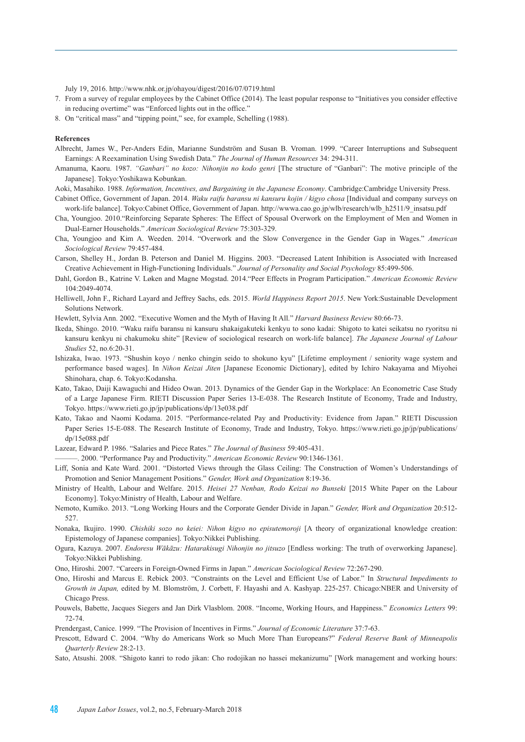July 19, 2016. http://www.nhk.or.jp/ohayou/digest/2016/07/0719.html

7. From a survey of regular employees by the Cabinet Office (2014). The least popular response to “Initiatives you consider effective in reducing overtime” was “Enforced lights out in the office.”
8. On “critical mass” and “tipping point,” see, for example, Schelling (1988).

**References**

Albrecht, James W., Per-Anders Edin, Marianne Sundström and Susan B. Vroman. 1999. “Career Interruptions and Subsequent Earnings: A Reexamination Using Swedish Data.” *The Journal of Human Resources* 34: 294-311.

Amanuma, Kaoru. 1987. *“Ganbari” no kozo: Nihonjin no kodo genri* [The structure of “Ganbari”: The motive principle of the Japanese]. Tokyo:Yoshikawa Kobunkan.

Aoki, Masahiko. 1988. *Information, Incentives, and Bargaining in the Japanese Economy*. Cambridge:Cambridge University Press.

Cabinet Office, Government of Japan. 2014. *Waku raifu baransu ni kansuru kojin / kigyo chosa* [Individual and company surveys on work-life balance]. Tokyo:Cabinet Office, Government of Japan. http://wwwa.cao.go.jp/wlb/research/wlb_h2511/9_insatsu.pdf

Cha, Youngjoo. 2010.“Reinforcing Separate Spheres: The Effect of Spousal Overwork on the Employment of Men and Women in Dual-Earner Households.” *American Sociological Review* 75:303-329.

Cha, Youngjoo and Kim A. Weeden. 2014. “Overwork and the Slow Convergence in the Gender Gap in Wages.” *American Sociological Review* 79:457-484.

Carson, Shelley H., Jordan B. Peterson and Daniel M. Higgins. 2003. “Decreased Latent Inhibition is Associated with Increased Creative Achievement in High-Functioning Individuals.” *Journal of Personality and Social Psychology* 85:499-506.

Dahl, Gordon B., Katrine V. Løken and Magne Mogstad. 2014.“Peer Effects in Program Participation.” *American Economic Review* 104:2049-4074.

Helliwell, John F., Richard Layard and Jeffrey Sachs, eds. 2015. *World Happiness Report 2015*. New York:Sustainable Development Solutions Network.

Hewlett, Sylvia Ann. 2002. “Executive Women and the Myth of Having It All.” *Harvard Business Review* 80:66-73.

Ikeda, Shingo. 2010. “Waku raifu baransu ni kansuru shakaigakuteki kenkyu to sono kadai: Shigoto to katei seikatsu no ryoritsu ni kansuru kenkyu ni chakumoku shite” [Review of sociological research on work-life balance]. *The Japanese Journal of Labour Studies* 52, no.6:20-31.

Ishizaka, Iwao. 1973. “Shushin koyo / nenko chingin seido to shokuno kyu” [Lifetime employment / seniority wage system and performance based wages]. In *Nihon Keizai Jiten* [Japanese Economic Dictionary], edited by Ichiro Nakayama and Miyohei Shinohara, chap. 6. Tokyo:Kodansha.

Kato, Takao, Daiji Kawaguchi and Hideo Owan. 2013. Dynamics of the Gender Gap in the Workplace: An Econometric Case Study of a Large Japanese Firm. RIETI Discussion Paper Series 13-E-038. The Research Institute of Economy, Trade and Industry, Tokyo. https://www.rieti.go.jp/jp/publications/dp/13e038.pdf

Kato, Takao and Naomi Kodama. 2015. “Performance-related Pay and Productivity: Evidence from Japan.” RIETI Discussion Paper Series 15-E-088. The Research Institute of Economy, Trade and Industry, Tokyo. https://www.rieti.go.jp/jp/publications/dp/15e088.pdf

Lazear, Edward P. 1986. “Salaries and Piece Rates.” *The Journal of Business* 59:405-431.

———. 2000. “Performance Pay and Productivity.” *American Economic Review* 90:1346-1361.

Liff, Sonia and Kate Ward. 2001. “Distorted Views through the Glass Ceiling: The Construction of Women’s Understandings of Promotion and Senior Management Positions.” *Gender, Work and Organization* 8:19-36.

Ministry of Health, Labour and Welfare. 2015. *Heisei 27 Nenban, Rodo Keizai no Bunseki* [2015 White Paper on the Labour Economy]. Tokyo:Ministry of Health, Labour and Welfare.

Nemoto, Kumiko. 2013. “Long Working Hours and the Corporate Gender Divide in Japan.” *Gender, Work and Organization* 20:512-527.

Nonaka, Ikujiro. 1990. *Chishiki sozo no keiei: Nihon kigyo no episutemoroji* [A theory of organizational knowledge creation: Epistemology of Japanese companies]. Tokyo:Nikkei Publishing.

Ogura, Kazuya. 2007. *Endoresu Wākāzu: Hatarakisugi Nihonjin no jitsuzo* [Endless working: The truth of overworking Japanese]. Tokyo:Nikkei Publishing.

Ono, Hiroshi. 2007. “Careers in Foreign-Owned Firms in Japan.” *American Sociological Review* 72:267-290.

Ono, Hiroshi and Marcus E. Rebick 2003. “Constraints on the Level and Efficient Use of Labor.” In *Structural Impediments to Growth in Japan,* edited by M. Blomström, J. Corbett, F. Hayashi and A. Kashyap. 225-257. Chicago:NBER and University of Chicago Press.

Pouwels, Babette, Jacques Siegers and Jan Dirk Vlasblom. 2008. “Income, Working Hours, and Happiness.” *Economics Letters* 99: 72-74.

Prendergast, Canice. 1999. “The Provision of Incentives in Firms.” *Journal of Economic Literature* 37:7-63.

Prescott, Edward C. 2004. “Why do Americans Work so Much More Than Europeans?” *Federal Reserve Bank of Minneapolis Quarterly Review* 28:2-13.

Sato, Atsushi. 2008. “Shigoto kanri to rodo jikan: Cho rodojikan no hassei mekanizumu” [Work management and working hours: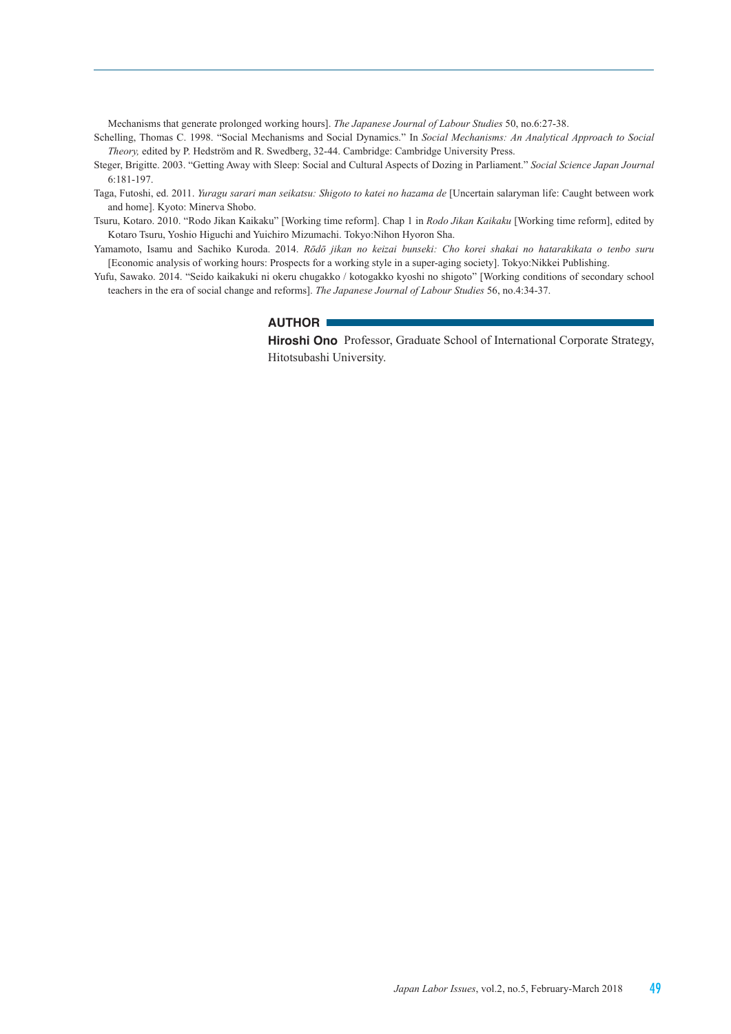Mechanisms that generate prolonged working hours]. *The Japanese Journal of Labour Studies* 50, no.6:27-38.

Schelling, Thomas C. 1998. "Social Mechanisms and Social Dynamics." In *Social Mechanisms: An Analytical Approach to Social Theory,* edited by P. Hedström and R. Swedberg, 32-44. Cambridge: Cambridge University Press.

Steger, Brigitte. 2003. "Getting Away with Sleep: Social and Cultural Aspects of Dozing in Parliament." *Social Science Japan Journal* 6:181-197.

Taga, Futoshi, ed. 2011. *Yuragu sarari man seikatsu: Shigoto to katei no hazama de* [Uncertain salaryman life: Caught between work and home]. Kyoto: Minerva Shobo.

Tsuru, Kotaro. 2010. "Rodo Jikan Kaikaku" [Working time reform]. Chap 1 in *Rodo Jikan Kaikaku* [Working time reform], edited by Kotaro Tsuru, Yoshio Higuchi and Yuichiro Mizumachi. Tokyo:Nihon Hyoron Sha.

Yamamoto, Isamu and Sachiko Kuroda. 2014. *Rōdō jikan no keizai bunseki: Cho korei shakai no hatarakikata o tenbo suru* [Economic analysis of working hours: Prospects for a working style in a super-aging society]. Tokyo:Nikkei Publishing.

Yufu, Sawako. 2014. "Seido kaikakuki ni okeru chugakko / kotogakko kyoshi no shigoto" [Working conditions of secondary school teachers in the era of social change and reforms]. *The Japanese Journal of Labour Studies* 56, no.4:34-37.

## AUTHOR

**Hiroshi Ono** Professor, Graduate School of International Corporate Strategy, Hitotsubashi University.